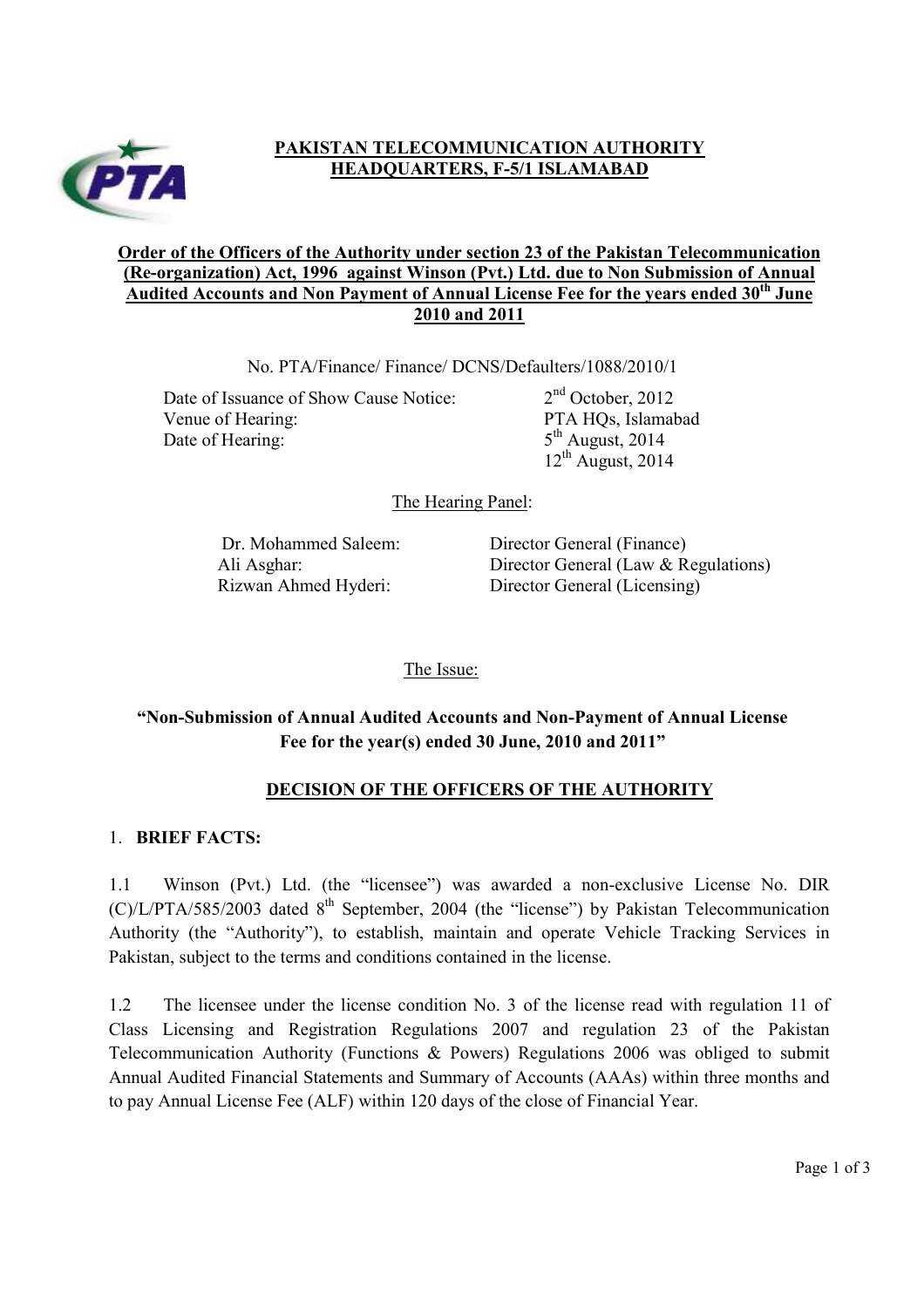# PAKISTAN TELECOMMUNICATION AUTHORITY HEADQUARTERS, F-5/1 ISLAMABAD

## Order of the Officers of the Authority under section 23 of the Pakistan Telecommunication (Re-organization) Act, 1996 against Winson (Pvt.) Ltd. due to Non Submission of Annual Audited Accounts and Non Payment of Annual License Fee for the years ended 30th June 2010 and 2011

No. PTA/Finance/ Finance/ DCNS/Defaulters/1088/2010/1

| | |
|---|---|
| Date of Issuance of Show Cause Notice: | 2nd October, 2012 |
| Venue of Hearing: | PTA HQs, Islamabad |
| Date of Hearing: | 5th August, 2014<br>12th August, 2014 |

The Hearing Panel:

| | |
|---|---|
| Dr. Mohammed Saleem: | Director General (Finance) |
| Ali Asghar: | Director General (Law & Regulations) |
| Rizwan Ahmed Hyderi: | Director General (Licensing) |

The Issue:

**"Non-Submission of Annual Audited Accounts and Non-Payment of Annual License Fee for the year(s) ended 30 June, 2010 and 2011"**

## DECISION OF THE OFFICERS OF THE AUTHORITY

### 1. BRIEF FACTS:

1.1 Winson (Pvt.) Ltd. (the "licensee") was awarded a non-exclusive License No. DIR (C)/L/PTA/585/2003 dated 8th September, 2004 (the "license") by Pakistan Telecommunication Authority (the "Authority"), to establish, maintain and operate Vehicle Tracking Services in Pakistan, subject to the terms and conditions contained in the license.

1.2 The licensee under the license condition No. 3 of the license read with regulation 11 of Class Licensing and Registration Regulations 2007 and regulation 23 of the Pakistan Telecommunication Authority (Functions & Powers) Regulations 2006 was obliged to submit Annual Audited Financial Statements and Summary of Accounts (AAAs) within three months and to pay Annual License Fee (ALF) within 120 days of the close of Financial Year.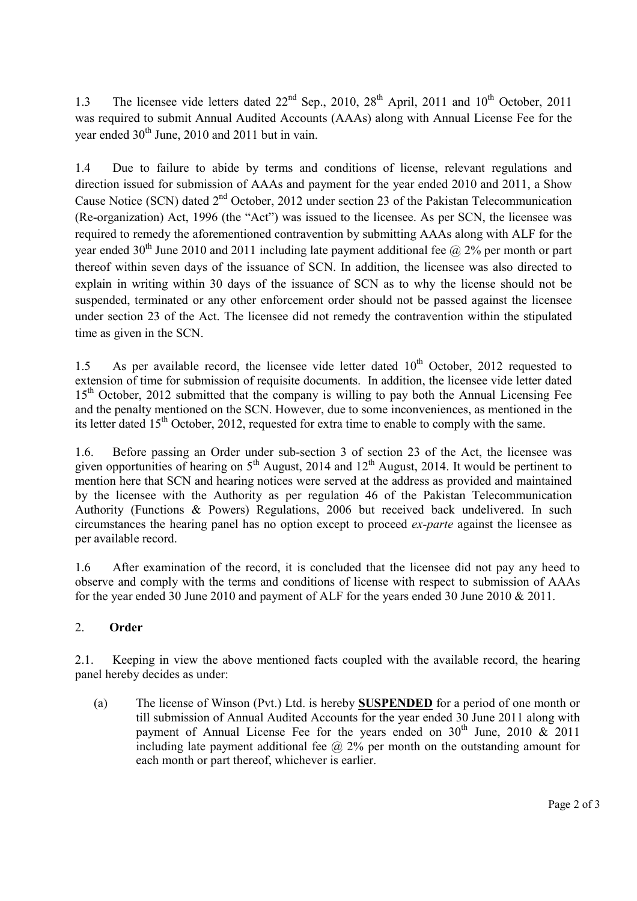1.3 The licensee vide letters dated 22nd Sep., 2010, 28th April, 2011 and 10th October, 2011 was required to submit Annual Audited Accounts (AAAs) along with Annual License Fee for the year ended 30th June, 2010 and 2011 but in vain.

1.4 Due to failure to abide by terms and conditions of license, relevant regulations and direction issued for submission of AAAs and payment for the year ended 2010 and 2011, a Show Cause Notice (SCN) dated 2nd October, 2012 under section 23 of the Pakistan Telecommunication (Re-organization) Act, 1996 (the "Act") was issued to the licensee. As per SCN, the licensee was required to remedy the aforementioned contravention by submitting AAAs along with ALF for the year ended 30th June 2010 and 2011 including late payment additional fee @ 2% per month or part thereof within seven days of the issuance of SCN. In addition, the licensee was also directed to explain in writing within 30 days of the issuance of SCN as to why the license should not be suspended, terminated or any other enforcement order should not be passed against the licensee under section 23 of the Act. The licensee did not remedy the contravention within the stipulated time as given in the SCN.

1.5 As per available record, the licensee vide letter dated 10th October, 2012 requested to extension of time for submission of requisite documents. In addition, the licensee vide letter dated 15th October, 2012 submitted that the company is willing to pay both the Annual Licensing Fee and the penalty mentioned on the SCN. However, due to some inconveniences, as mentioned in the its letter dated 15th October, 2012, requested for extra time to enable to comply with the same.

1.6. Before passing an Order under sub-section 3 of section 23 of the Act, the licensee was given opportunities of hearing on 5th August, 2014 and 12th August, 2014. It would be pertinent to mention here that SCN and hearing notices were served at the address as provided and maintained by the licensee with the Authority as per regulation 46 of the Pakistan Telecommunication Authority (Functions & Powers) Regulations, 2006 but received back undelivered. In such circumstances the hearing panel has no option except to proceed *ex-parte* against the licensee as per available record.

1.6 After examination of the record, it is concluded that the licensee did not pay any heed to observe and comply with the terms and conditions of license with respect to submission of AAAs for the year ended 30 June 2010 and payment of ALF for the years ended 30 June 2010 & 2011.

## 2. Order

2.1. Keeping in view the above mentioned facts coupled with the available record, the hearing panel hereby decides as under:

(a) The license of Winson (Pvt.) Ltd. is hereby **SUSPENDED** for a period of one month or till submission of Annual Audited Accounts for the year ended 30 June 2011 along with payment of Annual License Fee for the years ended on 30th June, 2010 & 2011 including late payment additional fee @ 2% per month on the outstanding amount for each month or part thereof, whichever is earlier.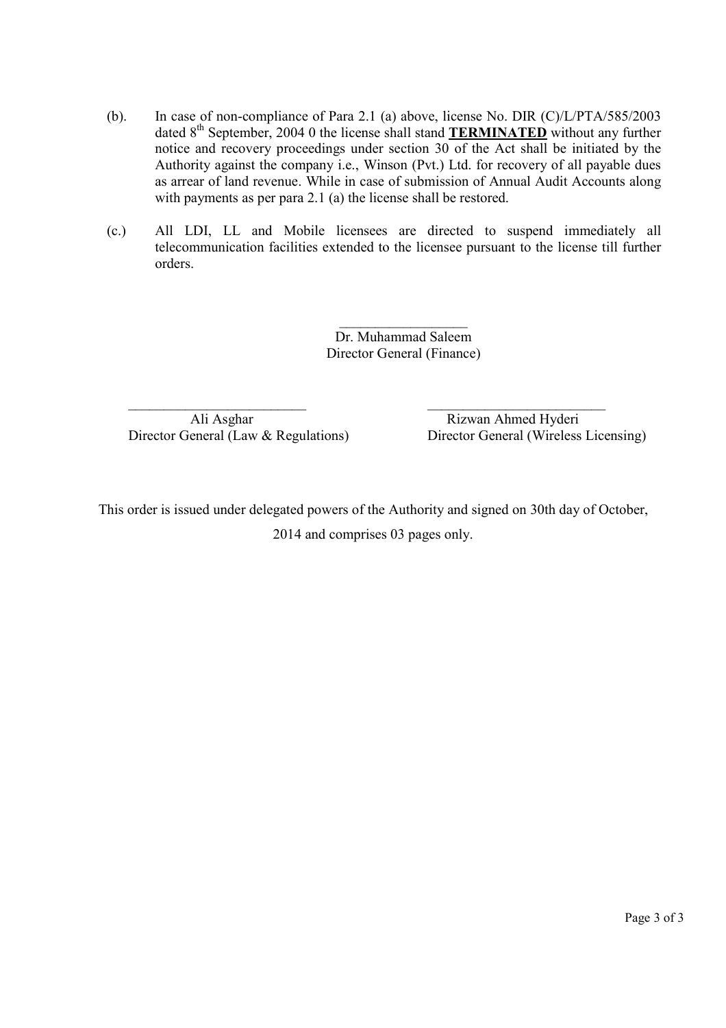(b). In case of non-compliance of Para 2.1 (a) above, license No. DIR (C)/L/PTA/585/2003 dated 8th September, 2004 0 the license shall stand **TERMINATED** without any further notice and recovery proceedings under section 30 of the Act shall be initiated by the Authority against the company i.e., Winson (Pvt.) Ltd. for recovery of all payable dues as arrear of land revenue. While in case of submission of Annual Audit Accounts along with payments as per para 2.1 (a) the license shall be restored.

(c.) All LDI, LL and Mobile licensees are directed to suspend immediately all telecommunication facilities extended to the licensee pursuant to the license till further orders.

\_\_\_\_\_\_\_\_\_\_\_\_\_\_\_\_\_\_
Dr. Muhammad Saleem
Director General (Finance)

\_\_\_\_\_\_\_\_\_\_\_\_\_\_\_\_\_\_\_\_\_\_\_\_\_\_
Ali Asghar
Director General (Law & Regulations)

\_\_\_\_\_\_\_\_\_\_\_\_\_\_\_\_\_\_\_\_\_\_\_\_\_\_
Rizwan Ahmed Hyderi
Director General (Wireless Licensing)

This order is issued under delegated powers of the Authority and signed on 30th day of October, 2014 and comprises 03 pages only.